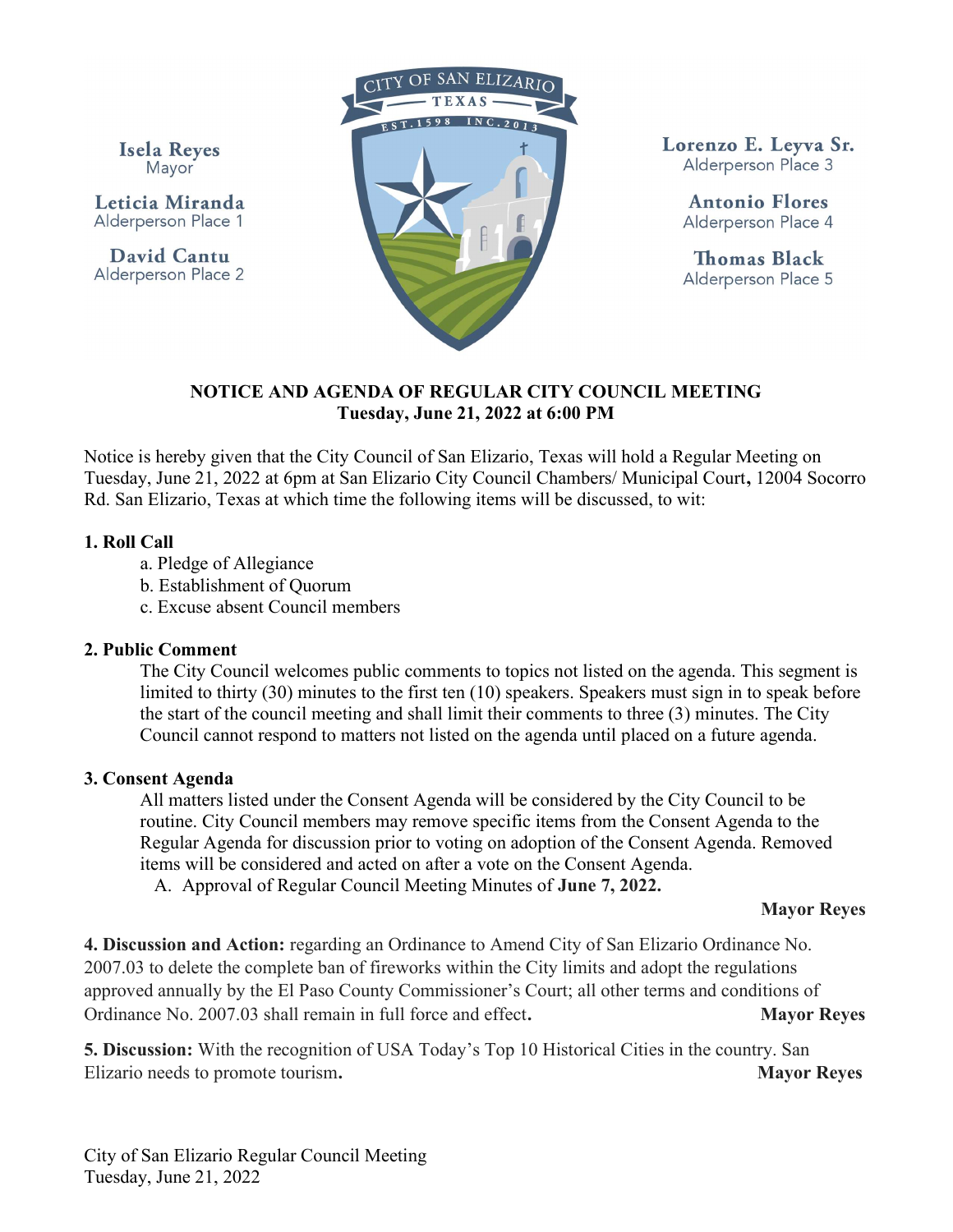**Isela Reyes**
Mayor

**Leticia Miranda**
Alderperson Place 1

**David Cantu**
Alderperson Place 2

CITY OF SAN ELIZARIO
TEXAS
EST. 1598 INC. 2013

**Lorenzo E. Leyva Sr.**
Alderperson Place 3

**Antonio Flores**
Alderperson Place 4

**Thomas Black**
Alderperson Place 5

## NOTICE AND AGENDA OF REGULAR CITY COUNCIL MEETING
## Tuesday, June 21, 2022 at 6:00 PM

Notice is hereby given that the City Council of San Elizario, Texas will hold a Regular Meeting on Tuesday, June 21, 2022 at 6pm at San Elizario City Council Chambers/ Municipal Court**,** 12004 Socorro Rd. San Elizario, Texas at which time the following items will be discussed, to wit:

**1. Roll Call**

a. Pledge of Allegiance
b. Establishment of Quorum
c. Excuse absent Council members

**2. Public Comment**

The City Council welcomes public comments to topics not listed on the agenda. This segment is limited to thirty (30) minutes to the first ten (10) speakers. Speakers must sign in to speak before the start of the council meeting and shall limit their comments to three (3) minutes. The City Council cannot respond to matters not listed on the agenda until placed on a future agenda.

**3. Consent Agenda**

All matters listed under the Consent Agenda will be considered by the City Council to be routine. City Council members may remove specific items from the Consent Agenda to the Regular Agenda for discussion prior to voting on adoption of the Consent Agenda. Removed items will be considered and acted on after a vote on the Consent Agenda.

A. Approval of Regular Council Meeting Minutes of **June 7, 2022.**

**Mayor Reyes**

**4. Discussion and Action:** regarding an Ordinance to Amend City of San Elizario Ordinance No. 2007.03 to delete the complete ban of fireworks within the City limits and adopt the regulations approved annually by the El Paso County Commissioner's Court; all other terms and conditions of Ordinance No. 2007.03 shall remain in full force and effect**.** **Mayor Reyes**

**5. Discussion:** With the recognition of USA Today's Top 10 Historical Cities in the country. San Elizario needs to promote tourism**.** **Mayor Reyes**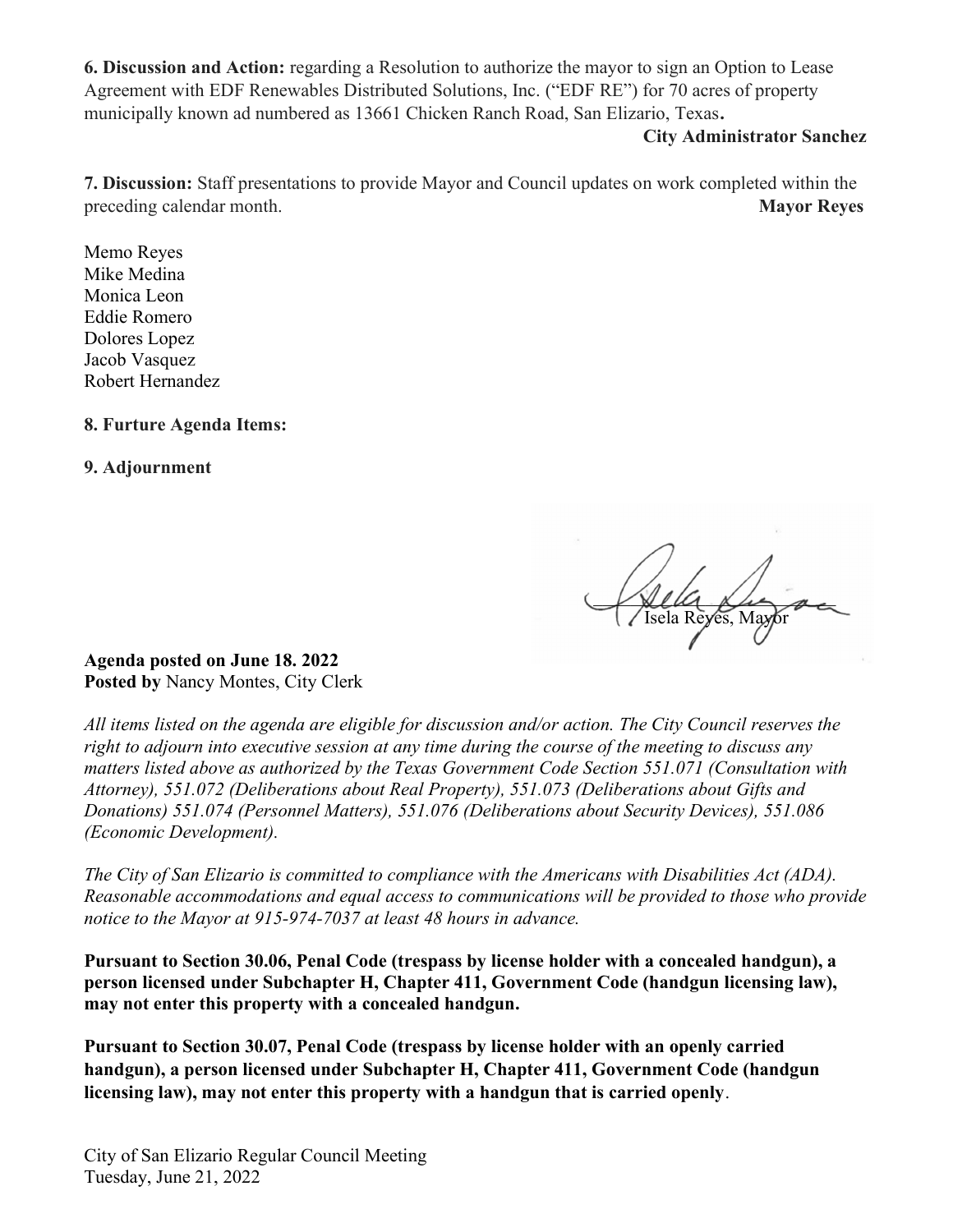**6. Discussion and Action:** regarding a Resolution to authorize the mayor to sign an Option to Lease Agreement with EDF Renewables Distributed Solutions, Inc. ("EDF RE") for 70 acres of property municipally known ad numbered as 13661 Chicken Ranch Road, San Elizario, Texas**.**

**City Administrator Sanchez**

**7. Discussion:** Staff presentations to provide Mayor and Council updates on work completed within the preceding calendar month. **Mayor Reyes**

Memo Reyes
Mike Medina
Monica Leon
Eddie Romero
Dolores Lopez
Jacob Vasquez
Robert Hernandez

**8. Furture Agenda Items:**

**9. Adjournment**

Isela Reyes, Mayor

**Agenda posted on June 18. 2022**
**Posted by** Nancy Montes, City Clerk

*All items listed on the agenda are eligible for discussion and/or action. The City Council reserves the right to adjourn into executive session at any time during the course of the meeting to discuss any matters listed above as authorized by the Texas Government Code Section 551.071 (Consultation with Attorney), 551.072 (Deliberations about Real Property), 551.073 (Deliberations about Gifts and Donations) 551.074 (Personnel Matters), 551.076 (Deliberations about Security Devices), 551.086 (Economic Development).*

*The City of San Elizario is committed to compliance with the Americans with Disabilities Act (ADA). Reasonable accommodations and equal access to communications will be provided to those who provide notice to the Mayor at 915-974-7037 at least 48 hours in advance.*

**Pursuant to Section 30.06, Penal Code (trespass by license holder with a concealed handgun), a person licensed under Subchapter H, Chapter 411, Government Code (handgun licensing law), may not enter this property with a concealed handgun.**

**Pursuant to Section 30.07, Penal Code (trespass by license holder with an openly carried handgun), a person licensed under Subchapter H, Chapter 411, Government Code (handgun licensing law), may not enter this property with a handgun that is carried openly**.